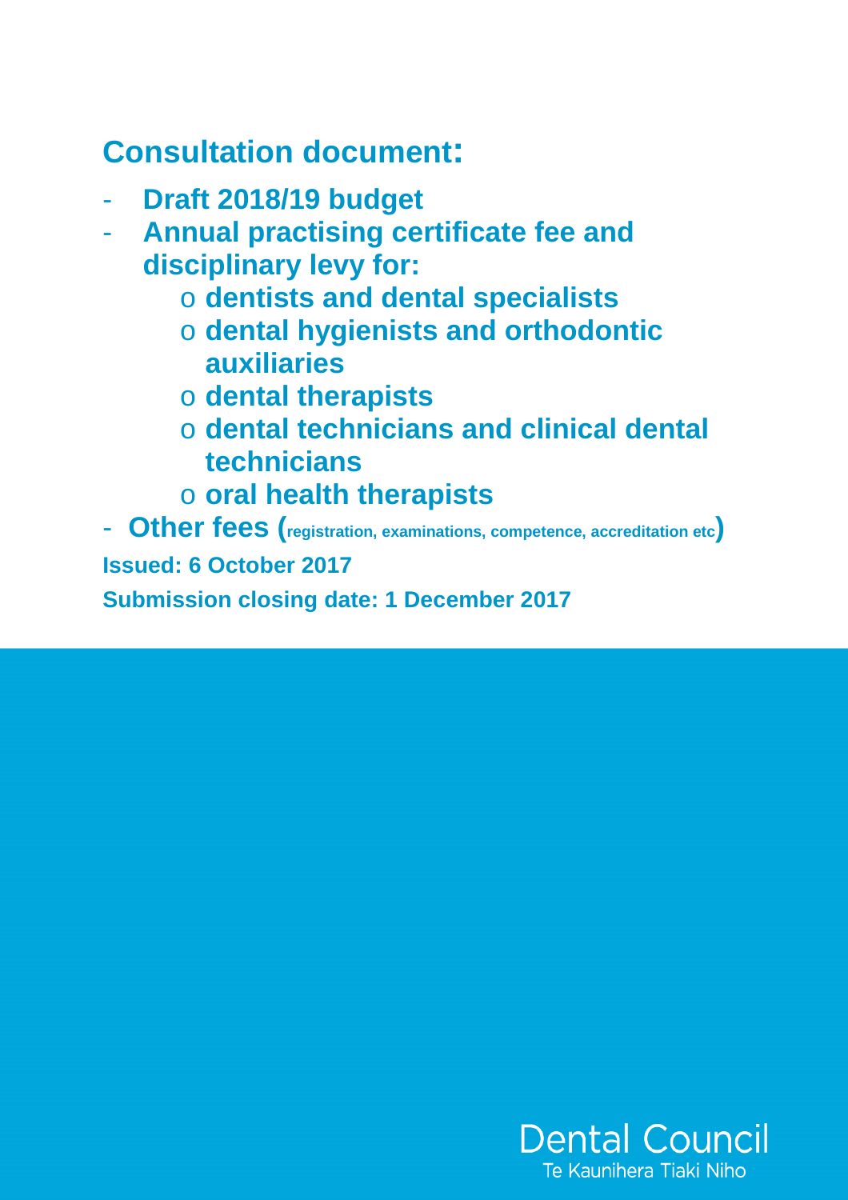# Consultation document:

- **Draft 2018/19 budget**
- **Annual practising certificate fee and disciplinary levy for:**
  - **dentists and dental specialists**
  - **dental hygienists and orthodontic auxiliaries**
  - **dental therapists**
  - **dental technicians and clinical dental technicians**
  - **oral health therapists**
- **Other fees (registration, examinations, competence, accreditation etc)**

**Issued: 6 October 2017**

**Submission closing date: 1 December 2017**

Dental Council
Te Kaunihera Tiaki Niho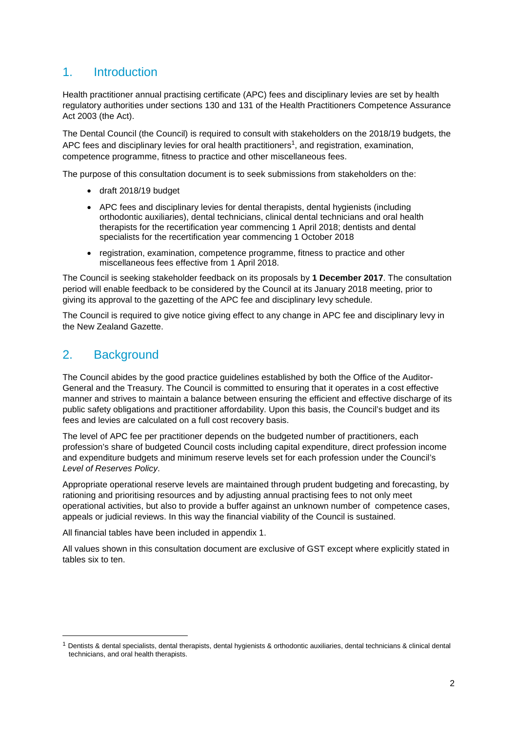## 1. Introduction

Health practitioner annual practising certificate (APC) fees and disciplinary levies are set by health regulatory authorities under sections 130 and 131 of the Health Practitioners Competence Assurance Act 2003 (the Act).

The Dental Council (the Council) is required to consult with stakeholders on the 2018/19 budgets, the APC fees and disciplinary levies for oral health practitioners[1], and registration, examination, competence programme, fitness to practice and other miscellaneous fees.

The purpose of this consultation document is to seek submissions from stakeholders on the:

- draft 2018/19 budget
- APC fees and disciplinary levies for dental therapists, dental hygienists (including orthodontic auxiliaries), dental technicians, clinical dental technicians and oral health therapists for the recertification year commencing 1 April 2018; dentists and dental specialists for the recertification year commencing 1 October 2018
- registration, examination, competence programme, fitness to practice and other miscellaneous fees effective from 1 April 2018.

The Council is seeking stakeholder feedback on its proposals by **1 December 2017**. The consultation period will enable feedback to be considered by the Council at its January 2018 meeting, prior to giving its approval to the gazetting of the APC fee and disciplinary levy schedule.

The Council is required to give notice giving effect to any change in APC fee and disciplinary levy in the New Zealand Gazette.

## 2. Background

The Council abides by the good practice guidelines established by both the Office of the Auditor-General and the Treasury. The Council is committed to ensuring that it operates in a cost effective manner and strives to maintain a balance between ensuring the efficient and effective discharge of its public safety obligations and practitioner affordability. Upon this basis, the Council's budget and its fees and levies are calculated on a full cost recovery basis.

The level of APC fee per practitioner depends on the budgeted number of practitioners, each profession's share of budgeted Council costs including capital expenditure, direct profession income and expenditure budgets and minimum reserve levels set for each profession under the Council's *Level of Reserves Policy*.

Appropriate operational reserve levels are maintained through prudent budgeting and forecasting, by rationing and prioritising resources and by adjusting annual practising fees to not only meet operational activities, but also to provide a buffer against an unknown number of competence cases, appeals or judicial reviews. In this way the financial viability of the Council is sustained.

All financial tables have been included in appendix 1.

All values shown in this consultation document are exclusive of GST except where explicitly stated in tables six to ten.

---

[1] Dentists & dental specialists, dental therapists, dental hygienists & orthodontic auxiliaries, dental technicians & clinical dental technicians, and oral health therapists.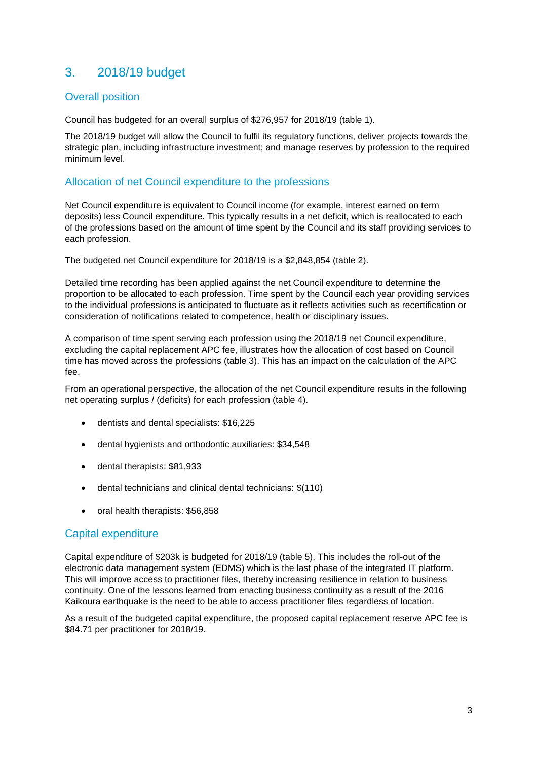# 3. 2018/19 budget

## Overall position

Council has budgeted for an overall surplus of $276,957 for 2018/19 (table 1).

The 2018/19 budget will allow the Council to fulfil its regulatory functions, deliver projects towards the strategic plan, including infrastructure investment; and manage reserves by profession to the required minimum level.

## Allocation of net Council expenditure to the professions

Net Council expenditure is equivalent to Council income (for example, interest earned on term deposits) less Council expenditure. This typically results in a net deficit, which is reallocated to each of the professions based on the amount of time spent by the Council and its staff providing services to each profession.

The budgeted net Council expenditure for 2018/19 is a $2,848,854 (table 2).

Detailed time recording has been applied against the net Council expenditure to determine the proportion to be allocated to each profession. Time spent by the Council each year providing services to the individual professions is anticipated to fluctuate as it reflects activities such as recertification or consideration of notifications related to competence, health or disciplinary issues.

A comparison of time spent serving each profession using the 2018/19 net Council expenditure, excluding the capital replacement APC fee, illustrates how the allocation of cost based on Council time has moved across the professions (table 3). This has an impact on the calculation of the APC fee.

From an operational perspective, the allocation of the net Council expenditure results in the following net operating surplus / (deficits) for each profession (table 4).

- dentists and dental specialists: $16,225
- dental hygienists and orthodontic auxiliaries: $34,548
- dental therapists: $81,933
- dental technicians and clinical dental technicians: $(110)
- oral health therapists: $56,858

## Capital expenditure

Capital expenditure of $203k is budgeted for 2018/19 (table 5). This includes the roll-out of the electronic data management system (EDMS) which is the last phase of the integrated IT platform. This will improve access to practitioner files, thereby increasing resilience in relation to business continuity. One of the lessons learned from enacting business continuity as a result of the 2016 Kaikoura earthquake is the need to be able to access practitioner files regardless of location.

As a result of the budgeted capital expenditure, the proposed capital replacement reserve APC fee is $84.71 per practitioner for 2018/19.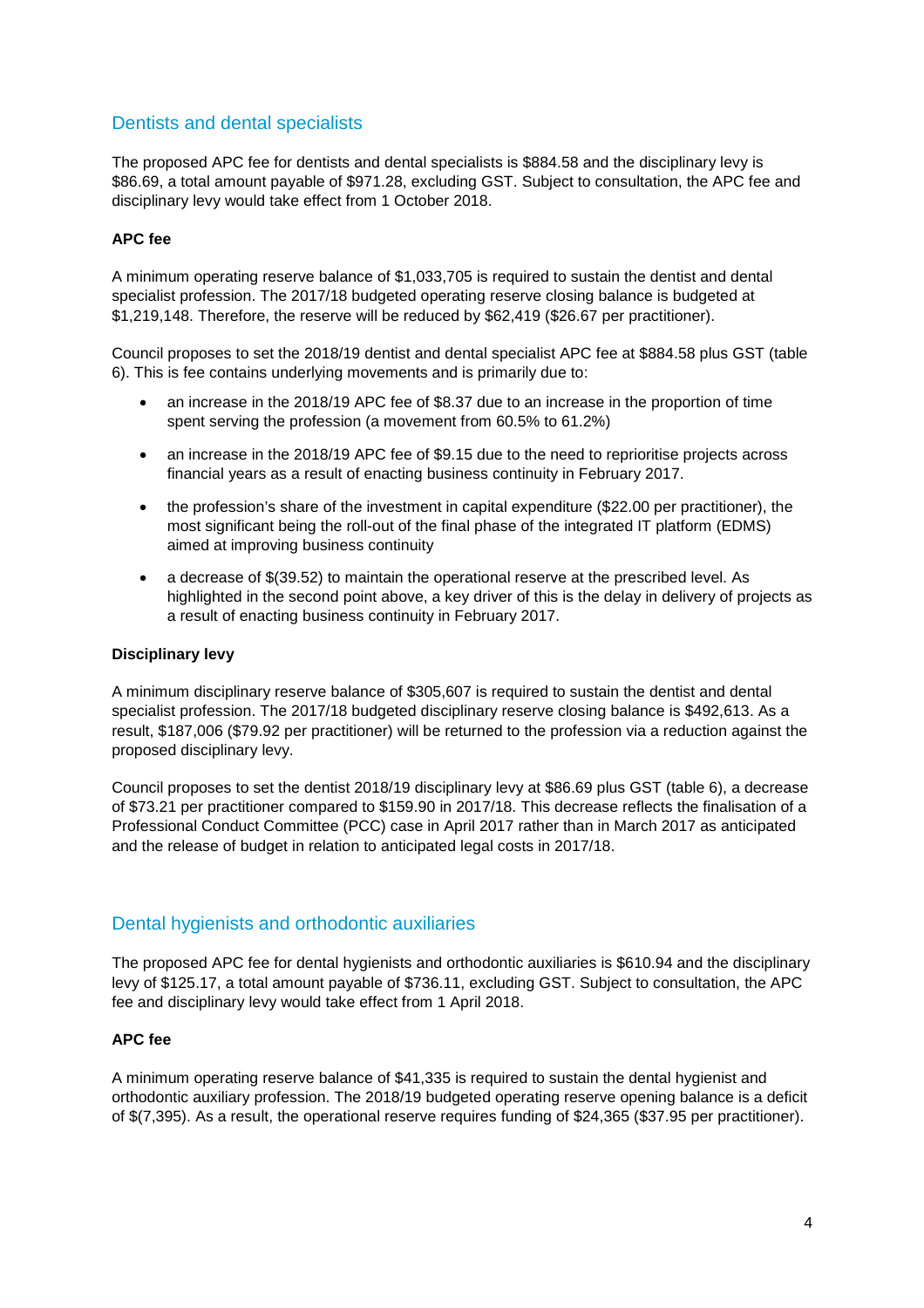## Dentists and dental specialists

The proposed APC fee for dentists and dental specialists is $884.58 and the disciplinary levy is $86.69, a total amount payable of $971.28, excluding GST. Subject to consultation, the APC fee and disciplinary levy would take effect from 1 October 2018.

**APC fee**

A minimum operating reserve balance of $1,033,705 is required to sustain the dentist and dental specialist profession. The 2017/18 budgeted operating reserve closing balance is budgeted at $1,219,148. Therefore, the reserve will be reduced by $62,419 ($26.67 per practitioner).

Council proposes to set the 2018/19 dentist and dental specialist APC fee at $884.58 plus GST (table 6). This is fee contains underlying movements and is primarily due to:

- an increase in the 2018/19 APC fee of $8.37 due to an increase in the proportion of time spent serving the profession (a movement from 60.5% to 61.2%)
- an increase in the 2018/19 APC fee of $9.15 due to the need to reprioritise projects across financial years as a result of enacting business continuity in February 2017.
- the profession's share of the investment in capital expenditure ($22.00 per practitioner), the most significant being the roll-out of the final phase of the integrated IT platform (EDMS) aimed at improving business continuity
- a decrease of $(39.52) to maintain the operational reserve at the prescribed level. As highlighted in the second point above, a key driver of this is the delay in delivery of projects as a result of enacting business continuity in February 2017.

**Disciplinary levy**

A minimum disciplinary reserve balance of $305,607 is required to sustain the dentist and dental specialist profession. The 2017/18 budgeted disciplinary reserve closing balance is $492,613. As a result, $187,006 ($79.92 per practitioner) will be returned to the profession via a reduction against the proposed disciplinary levy.

Council proposes to set the dentist 2018/19 disciplinary levy at $86.69 plus GST (table 6), a decrease of $73.21 per practitioner compared to $159.90 in 2017/18. This decrease reflects the finalisation of a Professional Conduct Committee (PCC) case in April 2017 rather than in March 2017 as anticipated and the release of budget in relation to anticipated legal costs in 2017/18.

## Dental hygienists and orthodontic auxiliaries

The proposed APC fee for dental hygienists and orthodontic auxiliaries is $610.94 and the disciplinary levy of $125.17, a total amount payable of $736.11, excluding GST. Subject to consultation, the APC fee and disciplinary levy would take effect from 1 April 2018.

**APC fee**

A minimum operating reserve balance of $41,335 is required to sustain the dental hygienist and orthodontic auxiliary profession. The 2018/19 budgeted operating reserve opening balance is a deficit of $(7,395). As a result, the operational reserve requires funding of $24,365 ($37.95 per practitioner).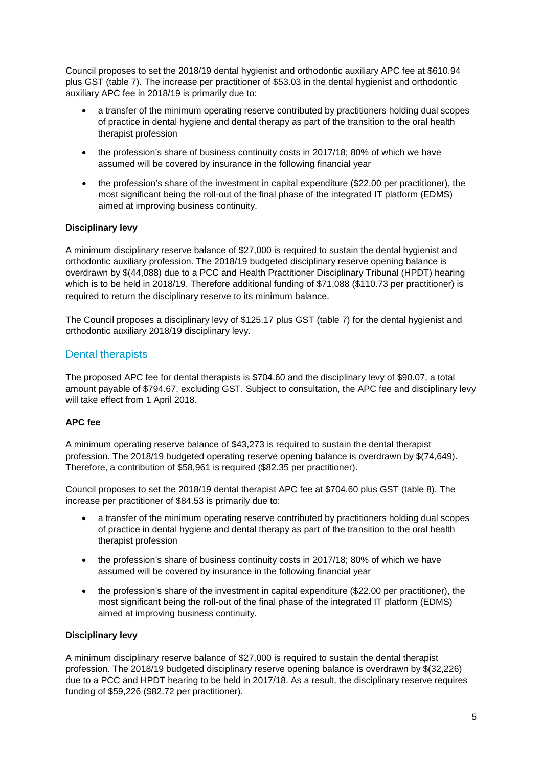Council proposes to set the 2018/19 dental hygienist and orthodontic auxiliary APC fee at $610.94 plus GST (table 7). The increase per practitioner of $53.03 in the dental hygienist and orthodontic auxiliary APC fee in 2018/19 is primarily due to:

- a transfer of the minimum operating reserve contributed by practitioners holding dual scopes of practice in dental hygiene and dental therapy as part of the transition to the oral health therapist profession
- the profession's share of business continuity costs in 2017/18; 80% of which we have assumed will be covered by insurance in the following financial year
- the profession's share of the investment in capital expenditure ($22.00 per practitioner), the most significant being the roll-out of the final phase of the integrated IT platform (EDMS) aimed at improving business continuity.

**Disciplinary levy**

A minimum disciplinary reserve balance of $27,000 is required to sustain the dental hygienist and orthodontic auxiliary profession. The 2018/19 budgeted disciplinary reserve opening balance is overdrawn by $(44,088) due to a PCC and Health Practitioner Disciplinary Tribunal (HPDT) hearing which is to be held in 2018/19. Therefore additional funding of $71,088 ($110.73 per practitioner) is required to return the disciplinary reserve to its minimum balance.

The Council proposes a disciplinary levy of $125.17 plus GST (table 7) for the dental hygienist and orthodontic auxiliary 2018/19 disciplinary levy.

## Dental therapists

The proposed APC fee for dental therapists is $704.60 and the disciplinary levy of $90.07, a total amount payable of $794.67, excluding GST. Subject to consultation, the APC fee and disciplinary levy will take effect from 1 April 2018.

**APC fee**

A minimum operating reserve balance of $43,273 is required to sustain the dental therapist profession. The 2018/19 budgeted operating reserve opening balance is overdrawn by $(74,649). Therefore, a contribution of $58,961 is required ($82.35 per practitioner).

Council proposes to set the 2018/19 dental therapist APC fee at $704.60 plus GST (table 8). The increase per practitioner of $84.53 is primarily due to:

- a transfer of the minimum operating reserve contributed by practitioners holding dual scopes of practice in dental hygiene and dental therapy as part of the transition to the oral health therapist profession
- the profession's share of business continuity costs in 2017/18; 80% of which we have assumed will be covered by insurance in the following financial year
- the profession's share of the investment in capital expenditure ($22.00 per practitioner), the most significant being the roll-out of the final phase of the integrated IT platform (EDMS) aimed at improving business continuity.

**Disciplinary levy**

A minimum disciplinary reserve balance of $27,000 is required to sustain the dental therapist profession. The 2018/19 budgeted disciplinary reserve opening balance is overdrawn by $(32,226) due to a PCC and HPDT hearing to be held in 2017/18. As a result, the disciplinary reserve requires funding of $59,226 ($82.72 per practitioner).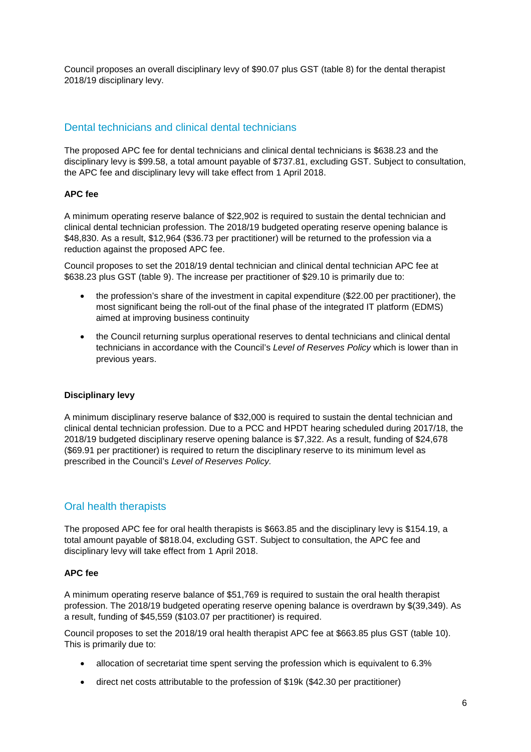Council proposes an overall disciplinary levy of $90.07 plus GST (table 8) for the dental therapist 2018/19 disciplinary levy.

## Dental technicians and clinical dental technicians

The proposed APC fee for dental technicians and clinical dental technicians is $638.23 and the disciplinary levy is $99.58, a total amount payable of $737.81, excluding GST. Subject to consultation, the APC fee and disciplinary levy will take effect from 1 April 2018.

**APC fee**

A minimum operating reserve balance of $22,902 is required to sustain the dental technician and clinical dental technician profession. The 2018/19 budgeted operating reserve opening balance is $48,830. As a result, $12,964 ($36.73 per practitioner) will be returned to the profession via a reduction against the proposed APC fee.

Council proposes to set the 2018/19 dental technician and clinical dental technician APC fee at $638.23 plus GST (table 9). The increase per practitioner of $29.10 is primarily due to:

- the profession's share of the investment in capital expenditure ($22.00 per practitioner), the most significant being the roll-out of the final phase of the integrated IT platform (EDMS) aimed at improving business continuity
- the Council returning surplus operational reserves to dental technicians and clinical dental technicians in accordance with the Council's *Level of Reserves Policy* which is lower than in previous years.

**Disciplinary levy**

A minimum disciplinary reserve balance of $32,000 is required to sustain the dental technician and clinical dental technician profession. Due to a PCC and HPDT hearing scheduled during 2017/18, the 2018/19 budgeted disciplinary reserve opening balance is $7,322. As a result, funding of $24,678 ($69.91 per practitioner) is required to return the disciplinary reserve to its minimum level as prescribed in the Council's *Level of Reserves Policy.*

## Oral health therapists

The proposed APC fee for oral health therapists is $663.85 and the disciplinary levy is $154.19, a total amount payable of $818.04, excluding GST. Subject to consultation, the APC fee and disciplinary levy will take effect from 1 April 2018.

**APC fee**

A minimum operating reserve balance of $51,769 is required to sustain the oral health therapist profession. The 2018/19 budgeted operating reserve opening balance is overdrawn by $(39,349). As a result, funding of $45,559 ($103.07 per practitioner) is required.

Council proposes to set the 2018/19 oral health therapist APC fee at $663.85 plus GST (table 10). This is primarily due to:

- allocation of secretariat time spent serving the profession which is equivalent to 6.3%
- direct net costs attributable to the profession of $19k ($42.30 per practitioner)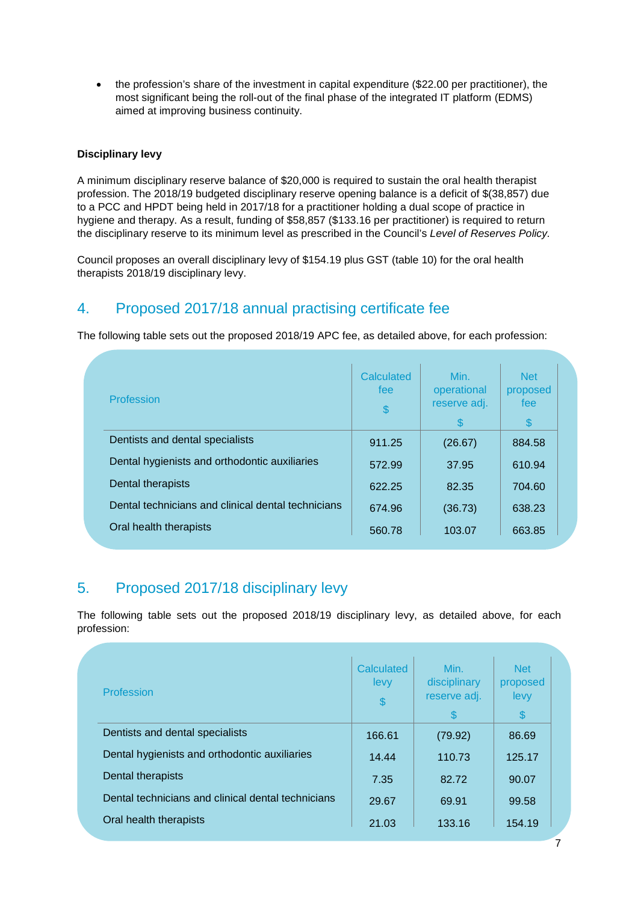- the profession's share of the investment in capital expenditure ($22.00 per practitioner), the most significant being the roll-out of the final phase of the integrated IT platform (EDMS) aimed at improving business continuity.

**Disciplinary levy**

A minimum disciplinary reserve balance of $20,000 is required to sustain the oral health therapist profession. The 2018/19 budgeted disciplinary reserve opening balance is a deficit of $(38,857) due to a PCC and HPDT being held in 2017/18 for a practitioner holding a dual scope of practice in hygiene and therapy. As a result, funding of $58,857 ($133.16 per practitioner) is required to return the disciplinary reserve to its minimum level as prescribed in the Council's *Level of Reserves Policy.*

Council proposes an overall disciplinary levy of $154.19 plus GST (table 10) for the oral health therapists 2018/19 disciplinary levy.

## 4. Proposed 2017/18 annual practising certificate fee

The following table sets out the proposed 2018/19 APC fee, as detailed above, for each profession:

| Profession | Calculated fee $ | Min. operational reserve adj. $ | Net proposed fee $ |
|---|---|---|---|
| Dentists and dental specialists | 911.25 | (26.67) | 884.58 |
| Dental hygienists and orthodontic auxiliaries | 572.99 | 37.95 | 610.94 |
| Dental therapists | 622.25 | 82.35 | 704.60 |
| Dental technicians and clinical dental technicians | 674.96 | (36.73) | 638.23 |
| Oral health therapists | 560.78 | 103.07 | 663.85 |

## 5. Proposed 2017/18 disciplinary levy

The following table sets out the proposed 2018/19 disciplinary levy, as detailed above, for each profession:

| Profession | Calculated levy $ | Min. disciplinary reserve adj. $ | Net proposed levy $ |
|---|---|---|---|
| Dentists and dental specialists | 166.61 | (79.92) | 86.69 |
| Dental hygienists and orthodontic auxiliaries | 14.44 | 110.73 | 125.17 |
| Dental therapists | 7.35 | 82.72 | 90.07 |
| Dental technicians and clinical dental technicians | 29.67 | 69.91 | 99.58 |
| Oral health therapists | 21.03 | 133.16 | 154.19 |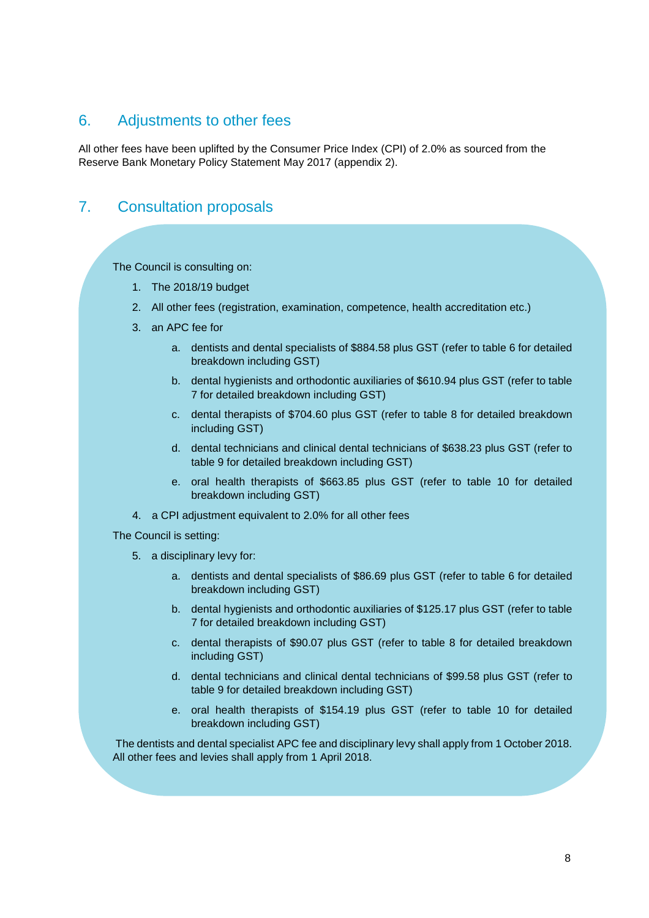## 6. Adjustments to other fees

All other fees have been uplifted by the Consumer Price Index (CPI) of 2.0% as sourced from the Reserve Bank Monetary Policy Statement May 2017 (appendix 2).

## 7. Consultation proposals

The Council is consulting on:

1. The 2018/19 budget
2. All other fees (registration, examination, competence, health accreditation etc.)
3. an APC fee for
   a. dentists and dental specialists of $884.58 plus GST (refer to table 6 for detailed breakdown including GST)
   b. dental hygienists and orthodontic auxiliaries of $610.94 plus GST (refer to table 7 for detailed breakdown including GST)
   c. dental therapists of $704.60 plus GST (refer to table 8 for detailed breakdown including GST)
   d. dental technicians and clinical dental technicians of $638.23 plus GST (refer to table 9 for detailed breakdown including GST)
   e. oral health therapists of $663.85 plus GST (refer to table 10 for detailed breakdown including GST)
4. a CPI adjustment equivalent to 2.0% for all other fees

The Council is setting:

5. a disciplinary levy for:
   a. dentists and dental specialists of $86.69 plus GST (refer to table 6 for detailed breakdown including GST)
   b. dental hygienists and orthodontic auxiliaries of $125.17 plus GST (refer to table 7 for detailed breakdown including GST)
   c. dental therapists of $90.07 plus GST (refer to table 8 for detailed breakdown including GST)
   d. dental technicians and clinical dental technicians of $99.58 plus GST (refer to table 9 for detailed breakdown including GST)
   e. oral health therapists of $154.19 plus GST (refer to table 10 for detailed breakdown including GST)

The dentists and dental specialist APC fee and disciplinary levy shall apply from 1 October 2018. All other fees and levies shall apply from 1 April 2018.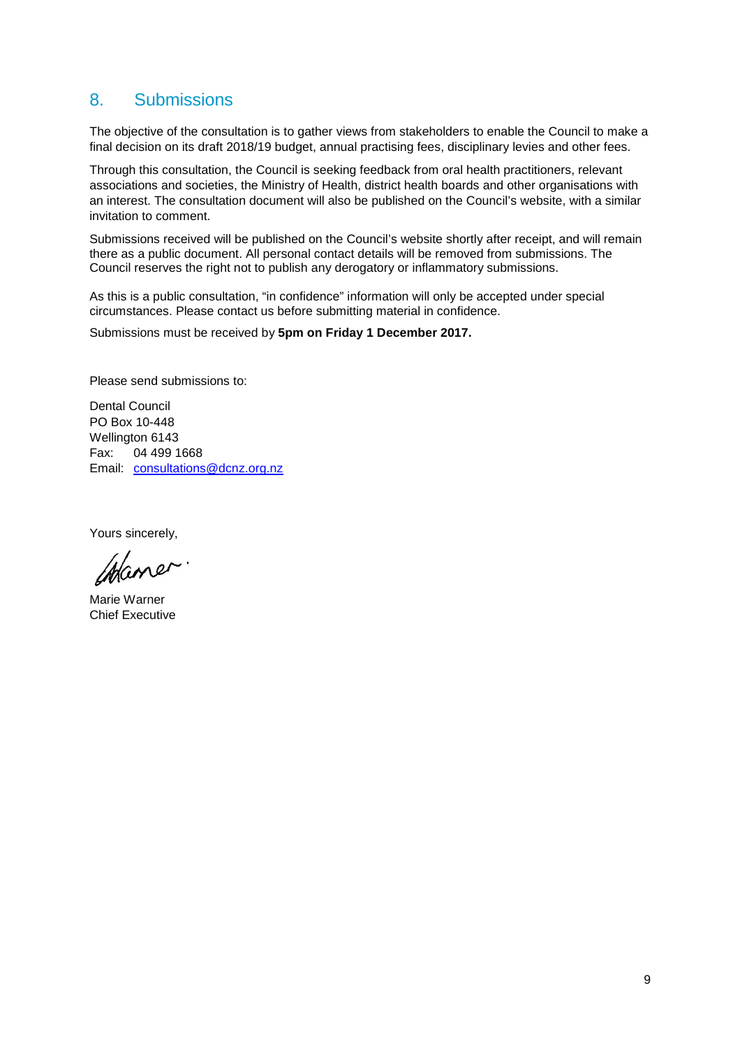## 8. Submissions

The objective of the consultation is to gather views from stakeholders to enable the Council to make a final decision on its draft 2018/19 budget, annual practising fees, disciplinary levies and other fees.

Through this consultation, the Council is seeking feedback from oral health practitioners, relevant associations and societies, the Ministry of Health, district health boards and other organisations with an interest. The consultation document will also be published on the Council's website, with a similar invitation to comment.

Submissions received will be published on the Council's website shortly after receipt, and will remain there as a public document. All personal contact details will be removed from submissions. The Council reserves the right not to publish any derogatory or inflammatory submissions.

As this is a public consultation, "in confidence" information will only be accepted under special circumstances. Please contact us before submitting material in confidence.

Submissions must be received by **5pm on Friday 1 December 2017.**

Please send submissions to:

Dental Council
PO Box 10-448
Wellington 6143
Fax: 04 499 1668
Email: consultations@dcnz.org.nz

Yours sincerely,

Marie Warner
Chief Executive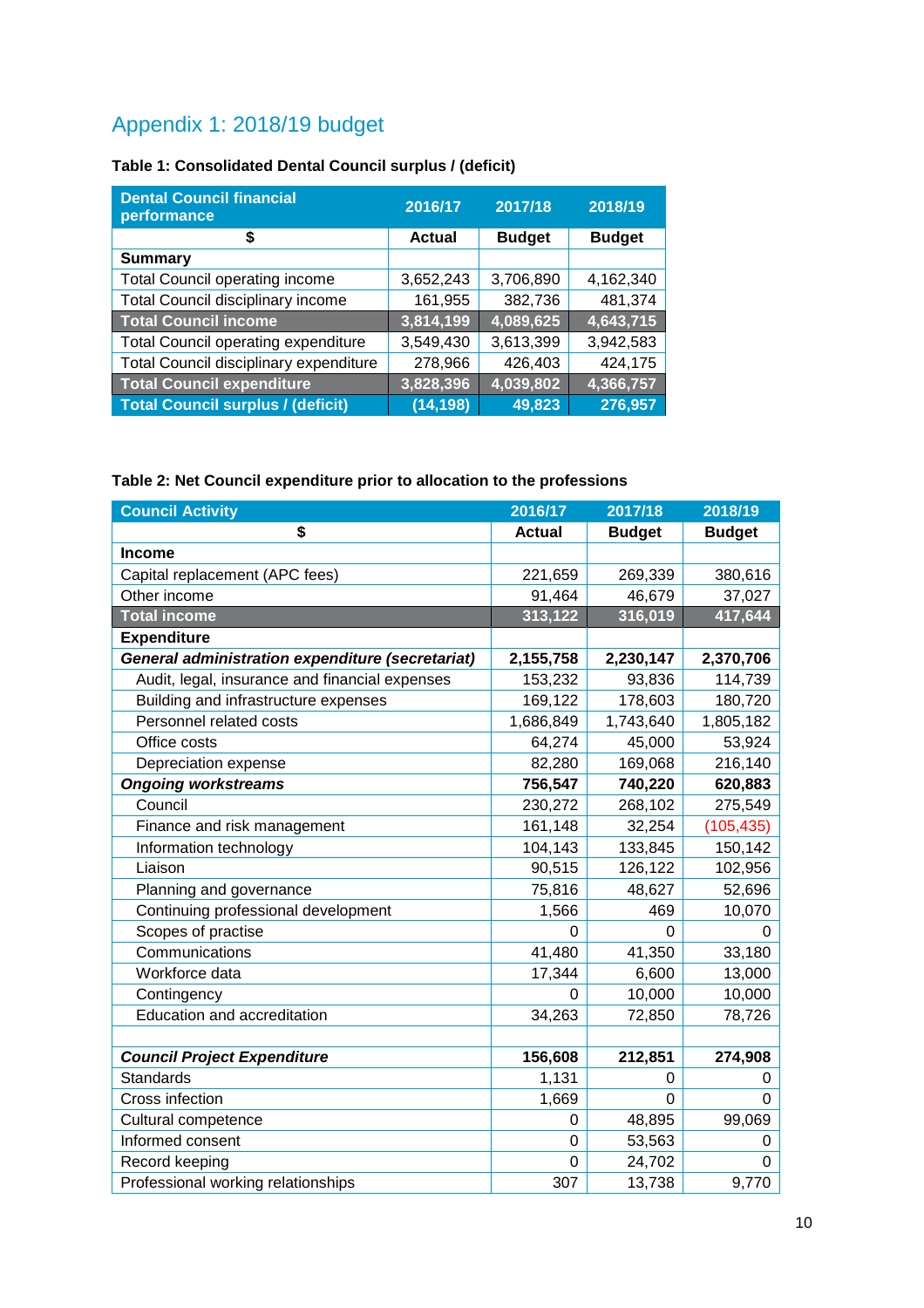## Appendix 1: 2018/19 budget

**Table 1: Consolidated Dental Council surplus / (deficit)**

| Dental Council financial performance | 2016/17 | 2017/18 | 2018/19 |
|---|---|---|---|
| $ | Actual | Budget | Budget |
| **Summary** | | | |
| Total Council operating income | 3,652,243 | 3,706,890 | 4,162,340 |
| Total Council disciplinary income | 161,955 | 382,736 | 481,374 |
| **Total Council income** | **3,814,199** | **4,089,625** | **4,643,715** |
| Total Council operating expenditure | 3,549,430 | 3,613,399 | 3,942,583 |
| Total Council disciplinary expenditure | 278,966 | 426,403 | 424,175 |
| **Total Council expenditure** | **3,828,396** | **4,039,802** | **4,366,757** |
| **Total Council surplus / (deficit)** | **(14,198)** | **49,823** | **276,957** |

**Table 2: Net Council expenditure prior to allocation to the professions**

| Council Activity | 2016/17 | 2017/18 | 2018/19 |
|---|---|---|---|
| $ | Actual | Budget | Budget |
| **Income** | | | |
| Capital replacement (APC fees) | 221,659 | 269,339 | 380,616 |
| Other income | 91,464 | 46,679 | 37,027 |
| **Total income** | **313,122** | **316,019** | **417,644** |
| **Expenditure** | | | |
| ***General administration expenditure (secretariat)*** | **2,155,758** | **2,230,147** | **2,370,706** |
| Audit, legal, insurance and financial expenses | 153,232 | 93,836 | 114,739 |
| Building and infrastructure expenses | 169,122 | 178,603 | 180,720 |
| Personnel related costs | 1,686,849 | 1,743,640 | 1,805,182 |
| Office costs | 64,274 | 45,000 | 53,924 |
| Depreciation expense | 82,280 | 169,068 | 216,140 |
| ***Ongoing workstreams*** | **756,547** | **740,220** | **620,883** |
| Council | 230,272 | 268,102 | 275,549 |
| Finance and risk management | 161,148 | 32,254 | (105,435) |
| Information technology | 104,143 | 133,845 | 150,142 |
| Liaison | 90,515 | 126,122 | 102,956 |
| Planning and governance | 75,816 | 48,627 | 52,696 |
| Continuing professional development | 1,566 | 469 | 10,070 |
| Scopes of practise | 0 | 0 | 0 |
| Communications | 41,480 | 41,350 | 33,180 |
| Workforce data | 17,344 | 6,600 | 13,000 |
| Contingency | 0 | 10,000 | 10,000 |
| Education and accreditation | 34,263 | 72,850 | 78,726 |
| | | | |
| ***Council Project Expenditure*** | **156,608** | **212,851** | **274,908** |
| Standards | 1,131 | 0 | 0 |
| Cross infection | 1,669 | 0 | 0 |
| Cultural competence | 0 | 48,895 | 99,069 |
| Informed consent | 0 | 53,563 | 0 |
| Record keeping | 0 | 24,702 | 0 |
| Professional working relationships | 307 | 13,738 | 9,770 |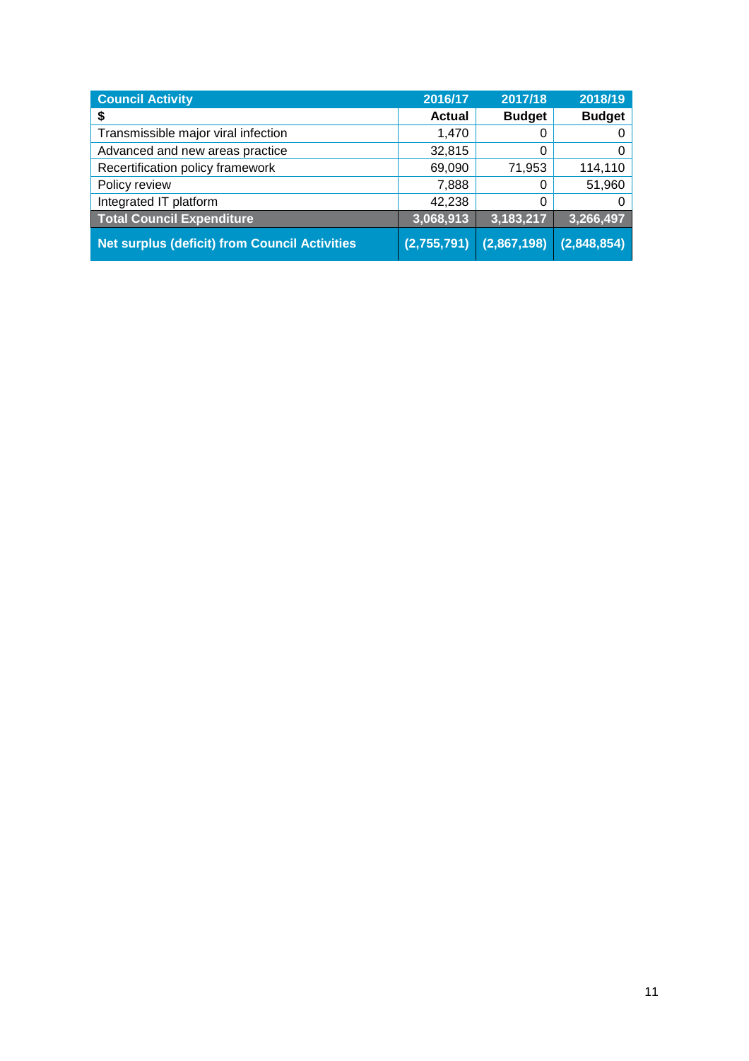| Council Activity | 2016/17 | 2017/18 | 2018/19 |
|---|---|---|---|
| **$** | **Actual** | **Budget** | **Budget** |
| Transmissible major viral infection | 1,470 | 0 | 0 |
| Advanced and new areas practice | 32,815 | 0 | 0 |
| Recertification policy framework | 69,090 | 71,953 | 114,110 |
| Policy review | 7,888 | 0 | 51,960 |
| Integrated IT platform | 42,238 | 0 | 0 |
| **Total Council Expenditure** | **3,068,913** | **3,183,217** | **3,266,497** |
| **Net surplus (deficit) from Council Activities** | **(2,755,791)** | **(2,867,198)** | **(2,848,854)** |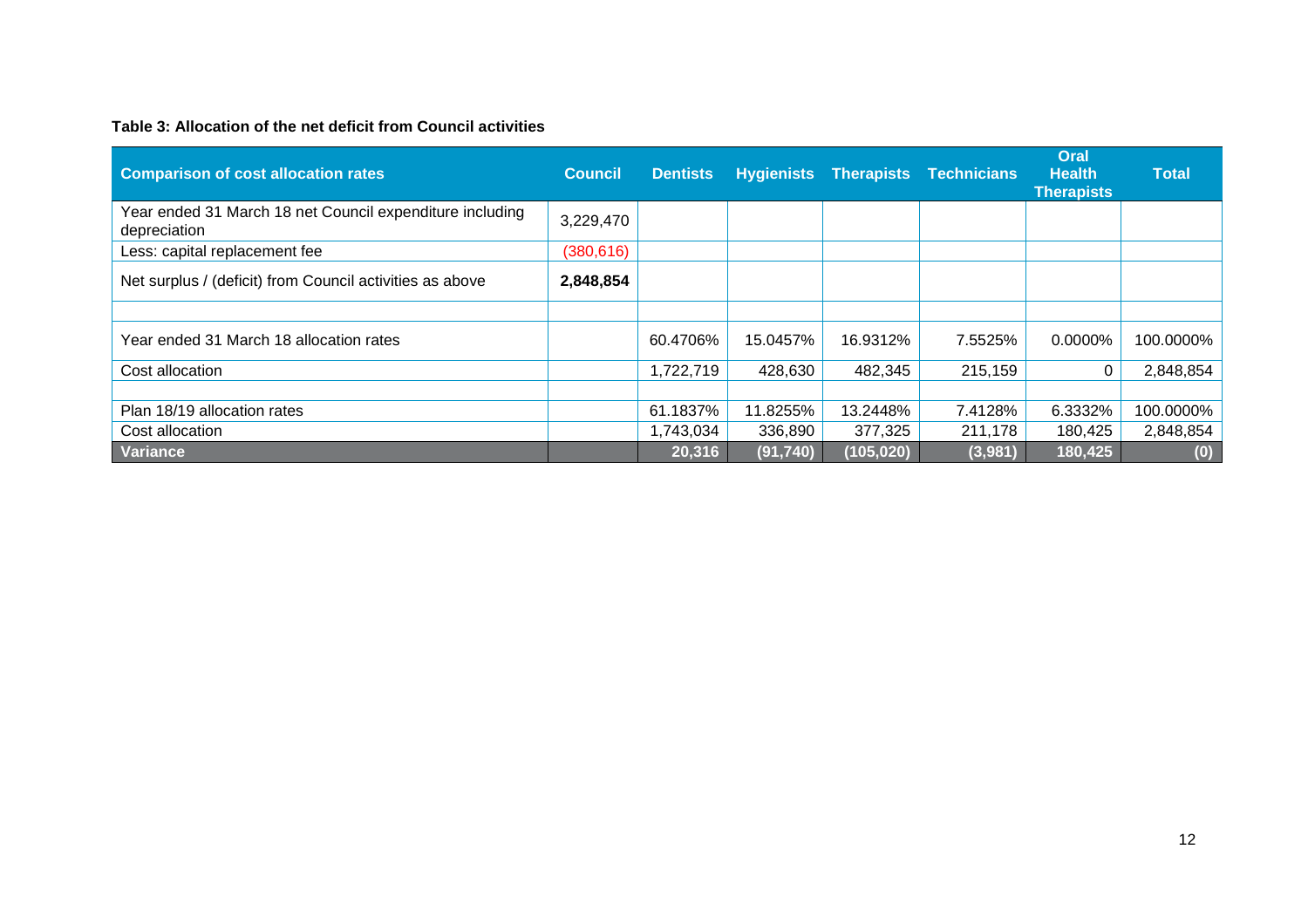**Table 3: Allocation of the net deficit from Council activities**

| Comparison of cost allocation rates | Council | Dentists | Hygienists | Therapists | Technicians | Oral Health Therapists | Total |
|---|---|---|---|---|---|---|---|
| Year ended 31 March 18 net Council expenditure including depreciation | 3,229,470 | | | | | | |
| Less: capital replacement fee | (380,616) | | | | | | |
| Net surplus / (deficit) from Council activities as above | **2,848,854** | | | | | | |
| | | | | | | | |
| Year ended 31 March 18 allocation rates | | 60.4706% | 15.0457% | 16.9312% | 7.5525% | 0.0000% | 100.0000% |
| Cost allocation | | 1,722,719 | 428,630 | 482,345 | 215,159 | 0 | 2,848,854 |
| | | | | | | | |
| Plan 18/19 allocation rates | | 61.1837% | 11.8255% | 13.2448% | 7.4128% | 6.3332% | 100.0000% |
| Cost allocation | | 1,743,034 | 336,890 | 377,325 | 211,178 | 180,425 | 2,848,854 |
| **Variance** | | **20,316** | **(91,740)** | **(105,020)** | **(3,981)** | **180,425** | **(0)** |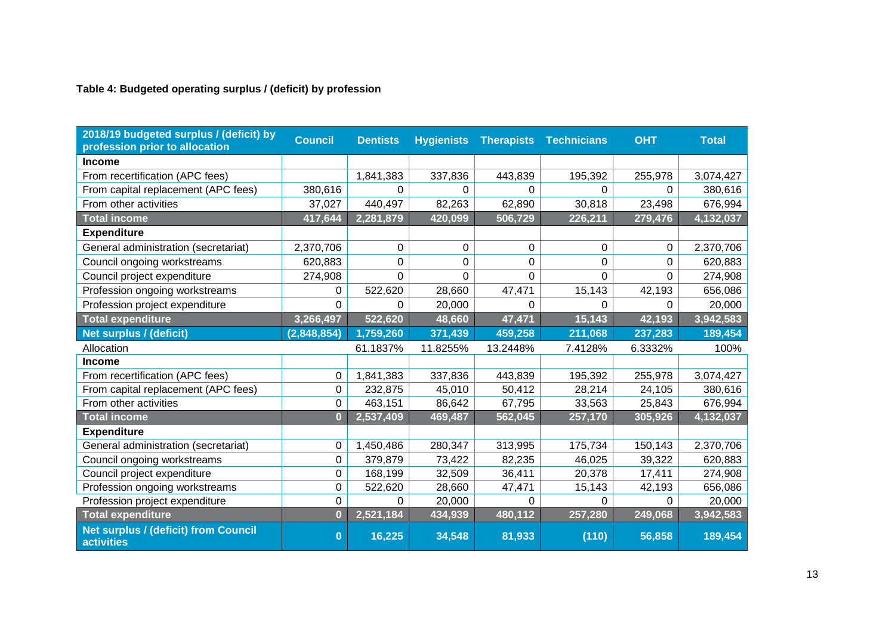**Table 4: Budgeted operating surplus / (deficit) by profession**

| 2018/19 budgeted surplus / (deficit) by profession prior to allocation | Council | Dentists | Hygienists | Therapists | Technicians | OHT | Total |
|---|---|---|---|---|---|---|---|
| **Income** | | | | | | | |
| From recertification (APC fees) | | 1,841,383 | 337,836 | 443,839 | 195,392 | 255,978 | 3,074,427 |
| From capital replacement (APC fees) | 380,616 | 0 | 0 | 0 | 0 | 0 | 380,616 |
| From other activities | 37,027 | 440,497 | 82,263 | 62,890 | 30,818 | 23,498 | 676,994 |
| **Total income** | **417,644** | **2,281,879** | **420,099** | **506,729** | **226,211** | **279,476** | **4,132,037** |
| **Expenditure** | | | | | | | |
| General administration (secretariat) | 2,370,706 | 0 | 0 | 0 | 0 | 0 | 2,370,706 |
| Council ongoing workstreams | 620,883 | 0 | 0 | 0 | 0 | 0 | 620,883 |
| Council project expenditure | 274,908 | 0 | 0 | 0 | 0 | 0 | 274,908 |
| Profession ongoing workstreams | 0 | 522,620 | 28,660 | 47,471 | 15,143 | 42,193 | 656,086 |
| Profession project expenditure | 0 | 0 | 20,000 | 0 | 0 | 0 | 20,000 |
| **Total expenditure** | **3,266,497** | **522,620** | **48,660** | **47,471** | **15,143** | **42,193** | **3,942,583** |
| **Net surplus / (deficit)** | **(2,848,854)** | **1,759,260** | **371,439** | **459,258** | **211,068** | **237,283** | **189,454** |
| Allocation | | 61.1837% | 11.8255% | 13.2448% | 7.4128% | 6.3332% | 100% |
| **Income** | | | | | | | |
| From recertification (APC fees) | 0 | 1,841,383 | 337,836 | 443,839 | 195,392 | 255,978 | 3,074,427 |
| From capital replacement (APC fees) | 0 | 232,875 | 45,010 | 50,412 | 28,214 | 24,105 | 380,616 |
| From other activities | 0 | 463,151 | 86,642 | 67,795 | 33,563 | 25,843 | 676,994 |
| **Total income** | **0** | **2,537,409** | **469,487** | **562,045** | **257,170** | **305,926** | **4,132,037** |
| **Expenditure** | | | | | | | |
| General administration (secretariat) | 0 | 1,450,486 | 280,347 | 313,995 | 175,734 | 150,143 | 2,370,706 |
| Council ongoing workstreams | 0 | 379,879 | 73,422 | 82,235 | 46,025 | 39,322 | 620,883 |
| Council project expenditure | 0 | 168,199 | 32,509 | 36,411 | 20,378 | 17,411 | 274,908 |
| Profession ongoing workstreams | 0 | 522,620 | 28,660 | 47,471 | 15,143 | 42,193 | 656,086 |
| Profession project expenditure | 0 | 0 | 20,000 | 0 | 0 | 0 | 20,000 |
| **Total expenditure** | **0** | **2,521,184** | **434,939** | **480,112** | **257,280** | **249,068** | **3,942,583** |
| **Net surplus / (deficit) from Council activities** | **0** | **16,225** | **34,548** | **81,933** | **(110)** | **56,858** | **189,454** |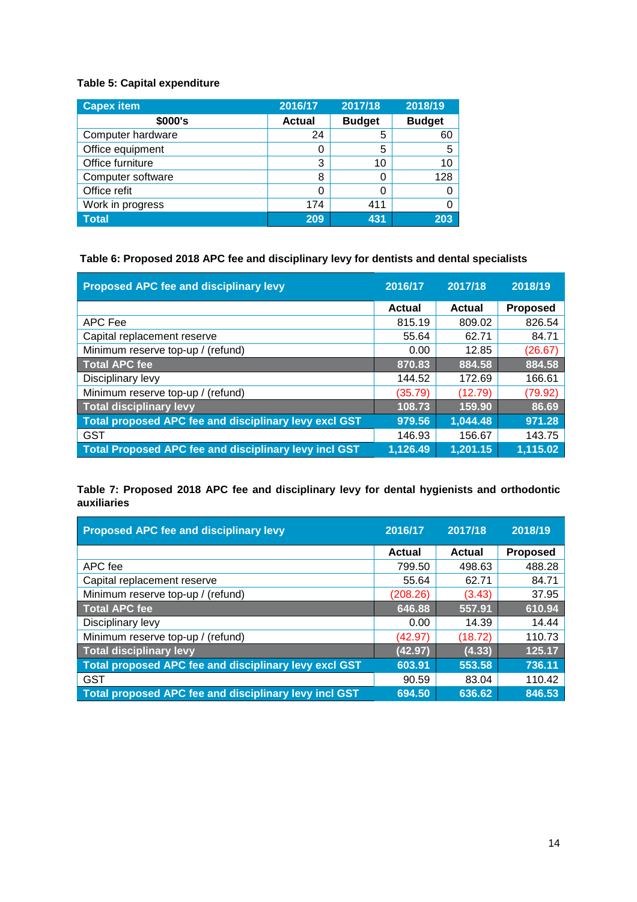**Table 5: Capital expenditure**

| Capex item | 2016/17 | 2017/18 | 2018/19 |
|---|---|---|---|
| $000's | Actual | Budget | Budget |
| Computer hardware | 24 | 5 | 60 |
| Office equipment | 0 | 5 | 5 |
| Office furniture | 3 | 10 | 10 |
| Computer software | 8 | 0 | 128 |
| Office refit | 0 | 0 | 0 |
| Work in progress | 174 | 411 | 0 |
| **Total** | **209** | **431** | **203** |

**Table 6: Proposed 2018 APC fee and disciplinary levy for dentists and dental specialists**

| Proposed APC fee and disciplinary levy | 2016/17 | 2017/18 | 2018/19 |
|---|---|---|---|
| | Actual | Actual | Proposed |
| APC Fee | 815.19 | 809.02 | 826.54 |
| Capital replacement reserve | 55.64 | 62.71 | 84.71 |
| Minimum reserve top-up / (refund) | 0.00 | 12.85 | (26.67) |
| **Total APC fee** | **870.83** | **884.58** | **884.58** |
| Disciplinary levy | 144.52 | 172.69 | 166.61 |
| Minimum reserve top-up / (refund) | (35.79) | (12.79) | (79.92) |
| **Total disciplinary levy** | **108.73** | **159.90** | **86.69** |
| **Total proposed APC fee and disciplinary levy excl GST** | **979.56** | **1,044.48** | **971.28** |
| GST | 146.93 | 156.67 | 143.75 |
| **Total Proposed APC fee and disciplinary levy incl GST** | **1,126.49** | **1,201.15** | **1,115.02** |

**Table 7: Proposed 2018 APC fee and disciplinary levy for dental hygienists and orthodontic auxiliaries**

| Proposed APC fee and disciplinary levy | 2016/17 | 2017/18 | 2018/19 |
|---|---|---|---|
| | Actual | Actual | Proposed |
| APC fee | 799.50 | 498.63 | 488.28 |
| Capital replacement reserve | 55.64 | 62.71 | 84.71 |
| Minimum reserve top-up / (refund) | (208.26) | (3.43) | 37.95 |
| **Total APC fee** | **646.88** | **557.91** | **610.94** |
| Disciplinary levy | 0.00 | 14.39 | 14.44 |
| Minimum reserve top-up / (refund) | (42.97) | (18.72) | 110.73 |
| **Total disciplinary levy** | **(42.97)** | **(4.33)** | **125.17** |
| **Total proposed APC fee and disciplinary levy excl GST** | **603.91** | **553.58** | **736.11** |
| GST | 90.59 | 83.04 | 110.42 |
| **Total proposed APC fee and disciplinary levy incl GST** | **694.50** | **636.62** | **846.53** |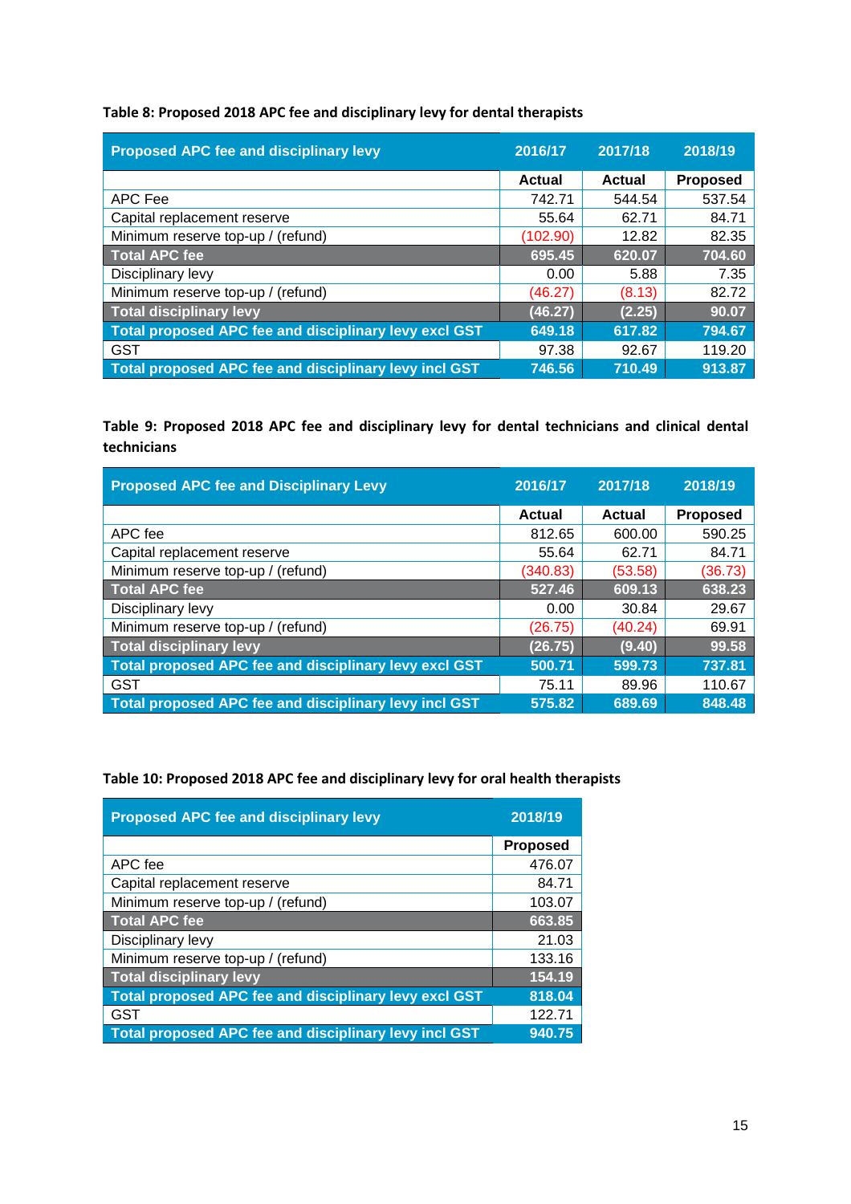**Table 8: Proposed 2018 APC fee and disciplinary levy for dental therapists**

| Proposed APC fee and disciplinary levy | 2016/17 | 2017/18 | 2018/19 |
|---|---|---|---|
| | **Actual** | **Actual** | **Proposed** |
| APC Fee | 742.71 | 544.54 | 537.54 |
| Capital replacement reserve | 55.64 | 62.71 | 84.71 |
| Minimum reserve top-up / (refund) | (102.90) | 12.82 | 82.35 |
| **Total APC fee** | **695.45** | **620.07** | **704.60** |
| Disciplinary levy | 0.00 | 5.88 | 7.35 |
| Minimum reserve top-up / (refund) | (46.27) | (8.13) | 82.72 |
| **Total disciplinary levy** | **(46.27)** | **(2.25)** | **90.07** |
| **Total proposed APC fee and disciplinary levy excl GST** | **649.18** | **617.82** | **794.67** |
| GST | 97.38 | 92.67 | 119.20 |
| **Total proposed APC fee and disciplinary levy incl GST** | **746.56** | **710.49** | **913.87** |

**Table 9: Proposed 2018 APC fee and disciplinary levy for dental technicians and clinical dental technicians**

| Proposed APC fee and Disciplinary Levy | 2016/17 | 2017/18 | 2018/19 |
|---|---|---|---|
| | **Actual** | **Actual** | **Proposed** |
| APC fee | 812.65 | 600.00 | 590.25 |
| Capital replacement reserve | 55.64 | 62.71 | 84.71 |
| Minimum reserve top-up / (refund) | (340.83) | (53.58) | (36.73) |
| **Total APC fee** | **527.46** | **609.13** | **638.23** |
| Disciplinary levy | 0.00 | 30.84 | 29.67 |
| Minimum reserve top-up / (refund) | (26.75) | (40.24) | 69.91 |
| **Total disciplinary levy** | **(26.75)** | **(9.40)** | **99.58** |
| **Total proposed APC fee and disciplinary levy excl GST** | **500.71** | **599.73** | **737.81** |
| GST | 75.11 | 89.96 | 110.67 |
| **Total proposed APC fee and disciplinary levy incl GST** | **575.82** | **689.69** | **848.48** |

**Table 10: Proposed 2018 APC fee and disciplinary levy for oral health therapists**

| Proposed APC fee and disciplinary levy | 2018/19 |
|---|---|
| | **Proposed** |
| APC fee | 476.07 |
| Capital replacement reserve | 84.71 |
| Minimum reserve top-up / (refund) | 103.07 |
| **Total APC fee** | **663.85** |
| Disciplinary levy | 21.03 |
| Minimum reserve top-up / (refund) | 133.16 |
| **Total disciplinary levy** | **154.19** |
| **Total proposed APC fee and disciplinary levy excl GST** | **818.04** |
| GST | 122.71 |
| **Total proposed APC fee and disciplinary levy incl GST** | **940.75** |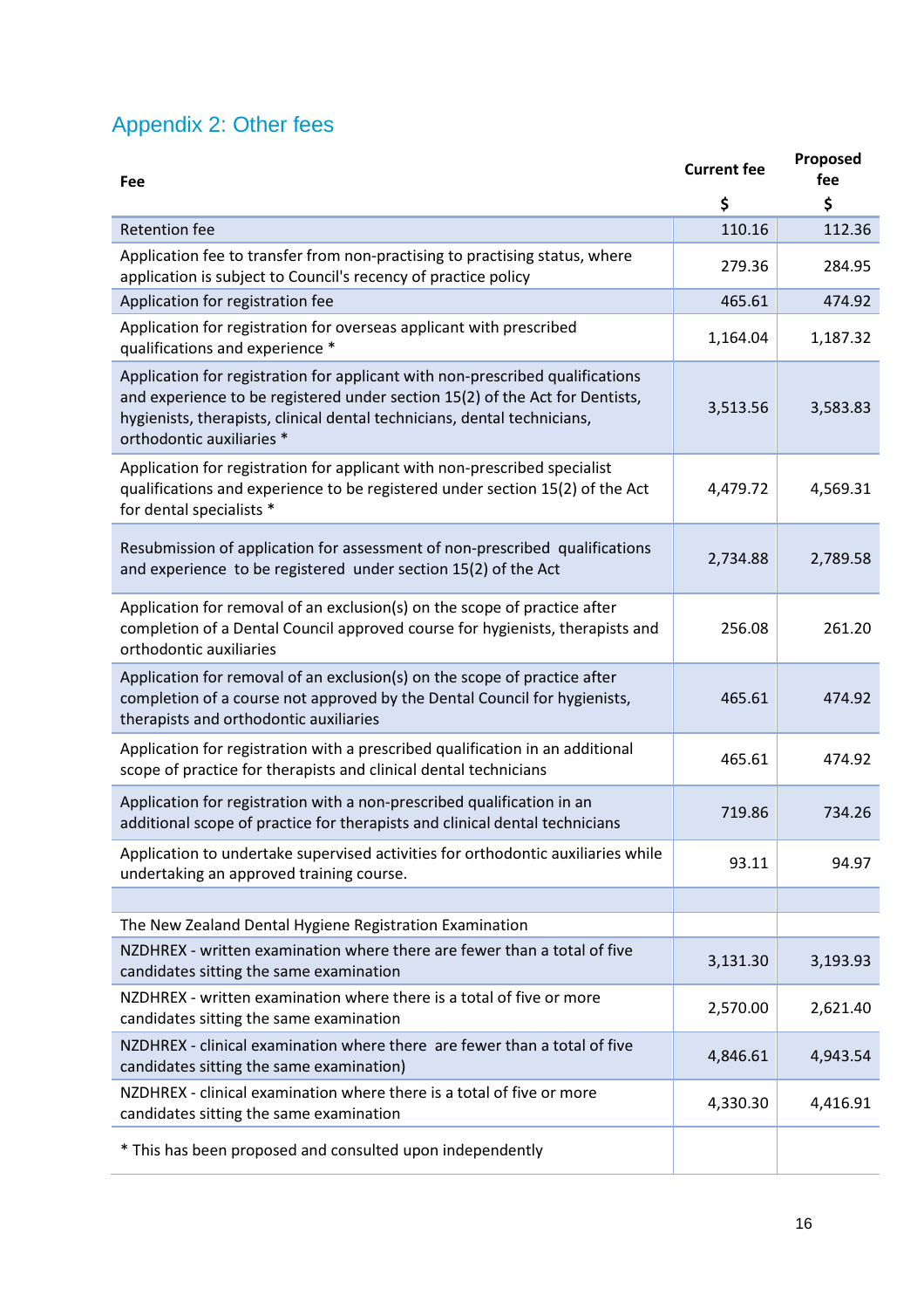## Appendix 2: Other fees

| Fee | Current fee $ | Proposed fee $ |
|---|---|---|
| Retention fee | 110.16 | 112.36 |
| Application fee to transfer from non-practising to practising status, where application is subject to Council's recency of practice policy | 279.36 | 284.95 |
| Application for registration fee | 465.61 | 474.92 |
| Application for registration for overseas applicant with prescribed qualifications and experience * | 1,164.04 | 1,187.32 |
| Application for registration for applicant with non-prescribed qualifications and experience to be registered under section 15(2) of the Act for Dentists, hygienists, therapists, clinical dental technicians, dental technicians, orthodontic auxiliaries * | 3,513.56 | 3,583.83 |
| Application for registration for applicant with non-prescribed specialist qualifications and experience to be registered under section 15(2) of the Act for dental specialists * | 4,479.72 | 4,569.31 |
| Resubmission of application for assessment of non-prescribed qualifications and experience to be registered under section 15(2) of the Act | 2,734.88 | 2,789.58 |
| Application for removal of an exclusion(s) on the scope of practice after completion of a Dental Council approved course for hygienists, therapists and orthodontic auxiliaries | 256.08 | 261.20 |
| Application for removal of an exclusion(s) on the scope of practice after completion of a course not approved by the Dental Council for hygienists, therapists and orthodontic auxiliaries | 465.61 | 474.92 |
| Application for registration with a prescribed qualification in an additional scope of practice for therapists and clinical dental technicians | 465.61 | 474.92 |
| Application for registration with a non-prescribed qualification in an additional scope of practice for therapists and clinical dental technicians | 719.86 | 734.26 |
| Application to undertake supervised activities for orthodontic auxiliaries while undertaking an approved training course. | 93.11 | 94.97 |
| | | |
| The New Zealand Dental Hygiene Registration Examination | | |
| NZDHREX - written examination where there are fewer than a total of five candidates sitting the same examination | 3,131.30 | 3,193.93 |
| NZDHREX - written examination where there is a total of five or more candidates sitting the same examination | 2,570.00 | 2,621.40 |
| NZDHREX - clinical examination where there are fewer than a total of five candidates sitting the same examination) | 4,846.61 | 4,943.54 |
| NZDHREX - clinical examination where there is a total of five or more candidates sitting the same examination | 4,330.30 | 4,416.91 |
| * This has been proposed and consulted upon independently | | |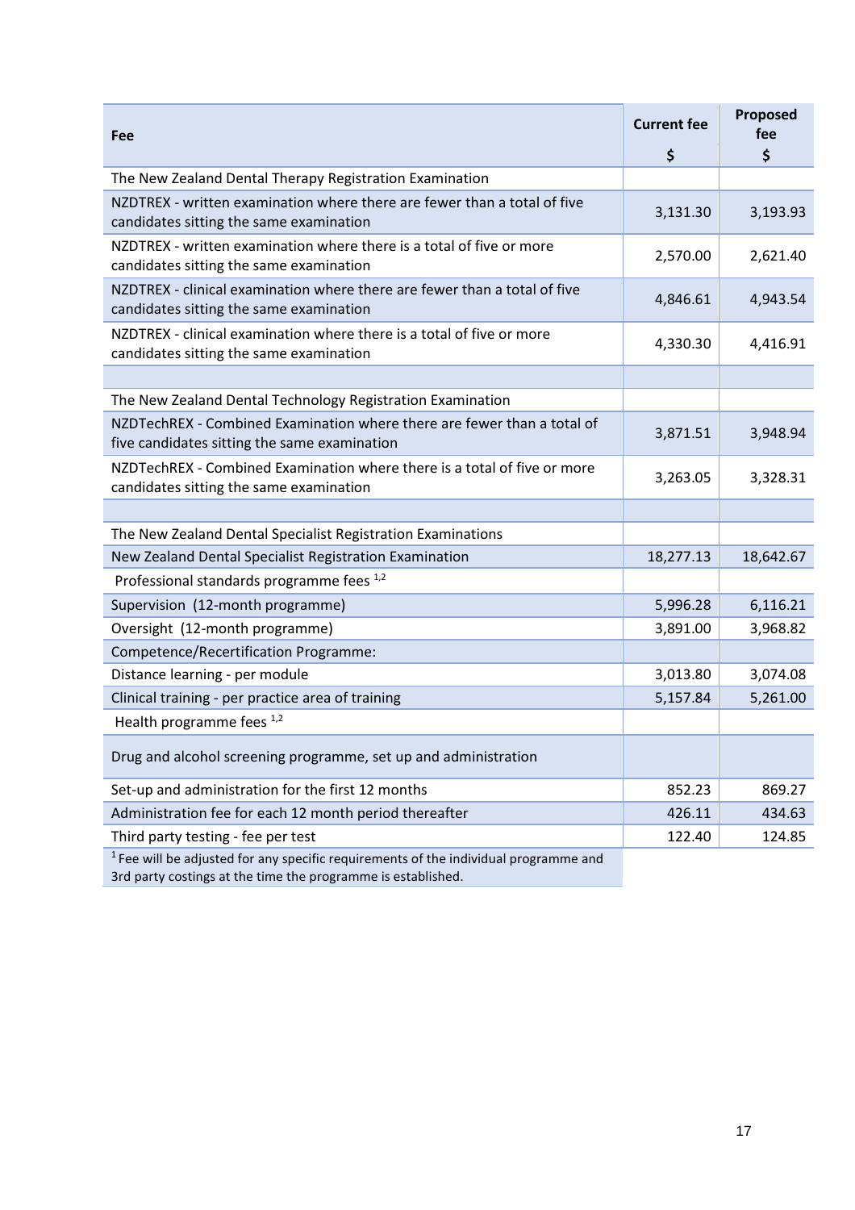| Fee | Current fee<br>$ | Proposed fee<br>$ |
|---|---|---|
| The New Zealand Dental Therapy Registration Examination | | |
| NZDTREX - written examination where there are fewer than a total of five candidates sitting the same examination | 3,131.30 | 3,193.93 |
| NZDTREX - written examination where there is a total of five or more candidates sitting the same examination | 2,570.00 | 2,621.40 |
| NZDTREX - clinical examination where there are fewer than a total of five candidates sitting the same examination | 4,846.61 | 4,943.54 |
| NZDTREX - clinical examination where there is a total of five or more candidates sitting the same examination | 4,330.30 | 4,416.91 |
| | | |
| The New Zealand Dental Technology Registration Examination | | |
| NZDTechREX - Combined Examination where there are fewer than a total of five candidates sitting the same examination | 3,871.51 | 3,948.94 |
| NZDTechREX - Combined Examination where there is a total of five or more candidates sitting the same examination | 3,263.05 | 3,328.31 |
| | | |
| The New Zealand Dental Specialist Registration Examinations | | |
| New Zealand Dental Specialist Registration Examination | 18,277.13 | 18,642.67 |
| Professional standards programme fees [1,2] | | |
| Supervision (12-month programme) | 5,996.28 | 6,116.21 |
| Oversight (12-month programme) | 3,891.00 | 3,968.82 |
| Competence/Recertification Programme: | | |
| Distance learning - per module | 3,013.80 | 3,074.08 |
| Clinical training - per practice area of training | 5,157.84 | 5,261.00 |
| Health programme fees [1,2] | | |
| Drug and alcohol screening programme, set up and administration | | |
| Set-up and administration for the first 12 months | 852.23 | 869.27 |
| Administration fee for each 12 month period thereafter | 426.11 | 434.63 |
| Third party testing - fee per test | 122.40 | 124.85 |

[1] Fee will be adjusted for any specific requirements of the individual programme and 3rd party costings at the time the programme is established.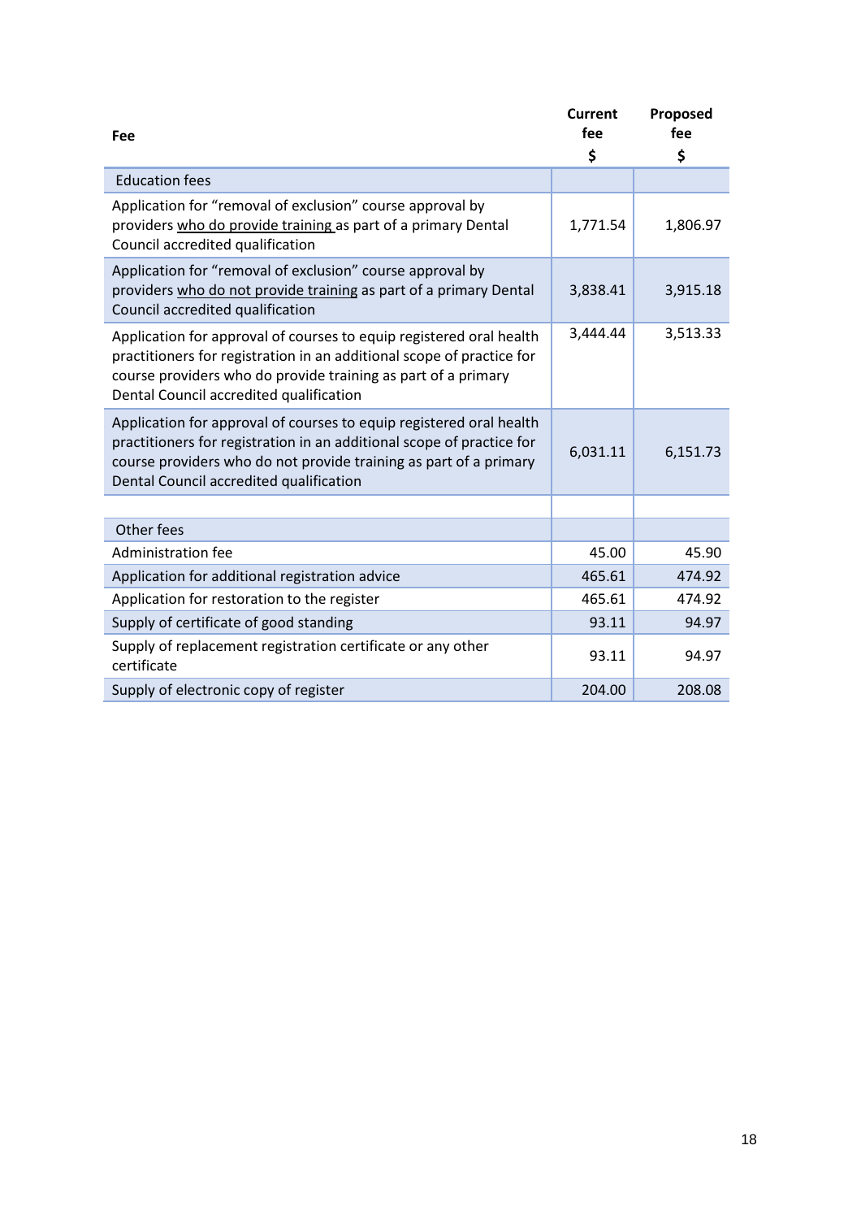| Fee | Current fee $ | Proposed fee $ |
|---|---|---|
| Education fees | | |
| Application for “removal of exclusion” course approval by providers who do provide training as part of a primary Dental Council accredited qualification | 1,771.54 | 1,806.97 |
| Application for “removal of exclusion” course approval by providers who do not provide training as part of a primary Dental Council accredited qualification | 3,838.41 | 3,915.18 |
| Application for approval of courses to equip registered oral health practitioners for registration in an additional scope of practice for course providers who do provide training as part of a primary Dental Council accredited qualification | 3,444.44 | 3,513.33 |
| Application for approval of courses to equip registered oral health practitioners for registration in an additional scope of practice for course providers who do not provide training as part of a primary Dental Council accredited qualification | 6,031.11 | 6,151.73 |
| | | |
| Other fees | | |
| Administration fee | 45.00 | 45.90 |
| Application for additional registration advice | 465.61 | 474.92 |
| Application for restoration to the register | 465.61 | 474.92 |
| Supply of certificate of good standing | 93.11 | 94.97 |
| Supply of replacement registration certificate or any other certificate | 93.11 | 94.97 |
| Supply of electronic copy of register | 204.00 | 208.08 |